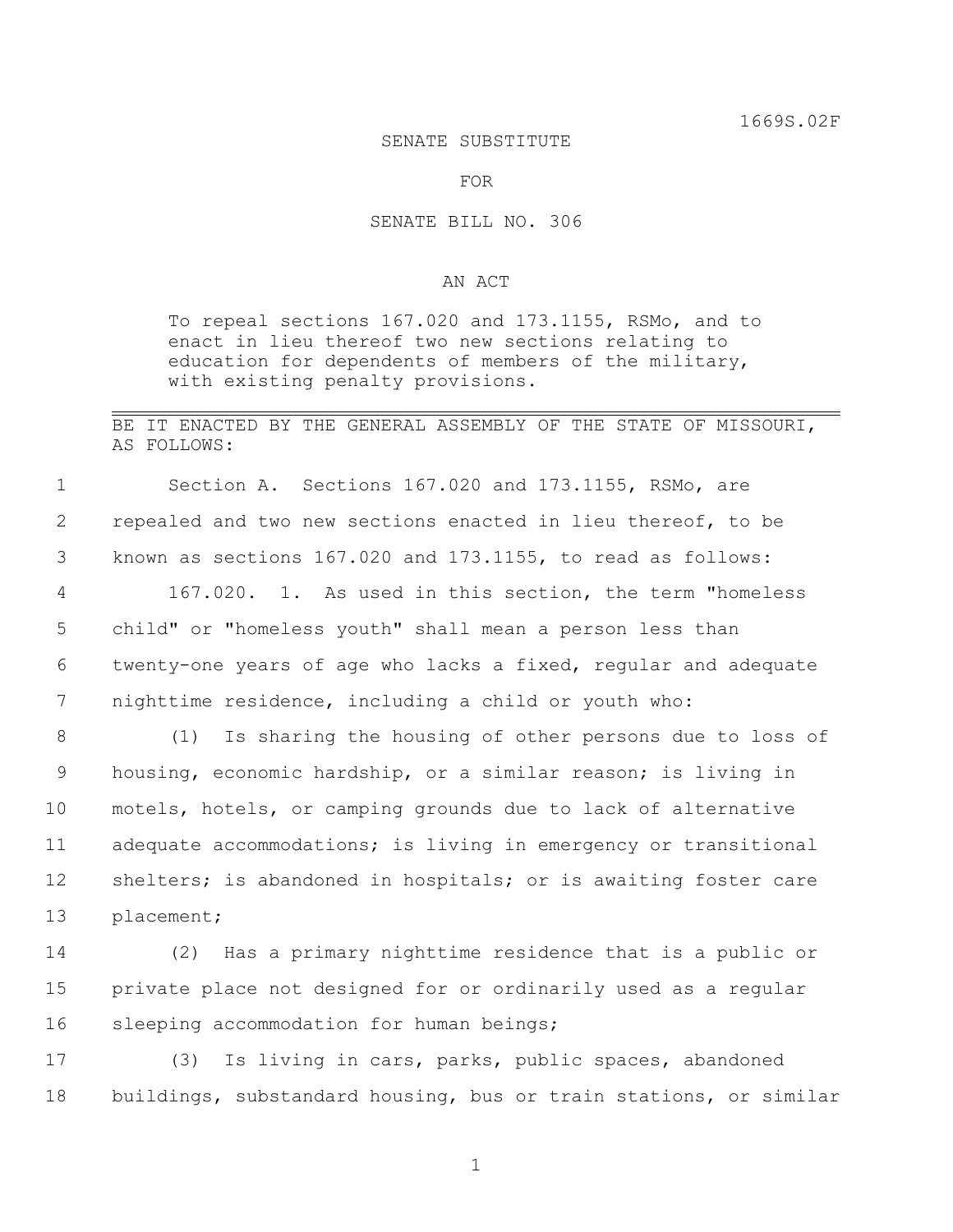1669S.02F

SENATE SUBSTITUTE

FOR

SENATE BILL NO. 306

AN ACT

To repeal sections 167.020 and 173.1155, RSMo, and to enact in lieu thereof two new sections relating to education for dependents of members of the military, with existing penalty provisions.

---

BE IT ENACTED BY THE GENERAL ASSEMBLY OF THE STATE OF MISSOURI, AS FOLLOWS:

Section A. Sections 167.020 and 173.1155, RSMo, are repealed and two new sections enacted in lieu thereof, to be known as sections 167.020 and 173.1155, to read as follows:

167.020. 1. As used in this section, the term "homeless child" or "homeless youth" shall mean a person less than twenty-one years of age who lacks a fixed, regular and adequate nighttime residence, including a child or youth who:

(1) Is sharing the housing of other persons due to loss of housing, economic hardship, or a similar reason; is living in motels, hotels, or camping grounds due to lack of alternative adequate accommodations; is living in emergency or transitional shelters; is abandoned in hospitals; or is awaiting foster care placement;

(2) Has a primary nighttime residence that is a public or private place not designed for or ordinarily used as a regular sleeping accommodation for human beings;

(3) Is living in cars, parks, public spaces, abandoned buildings, substandard housing, bus or train stations, or similar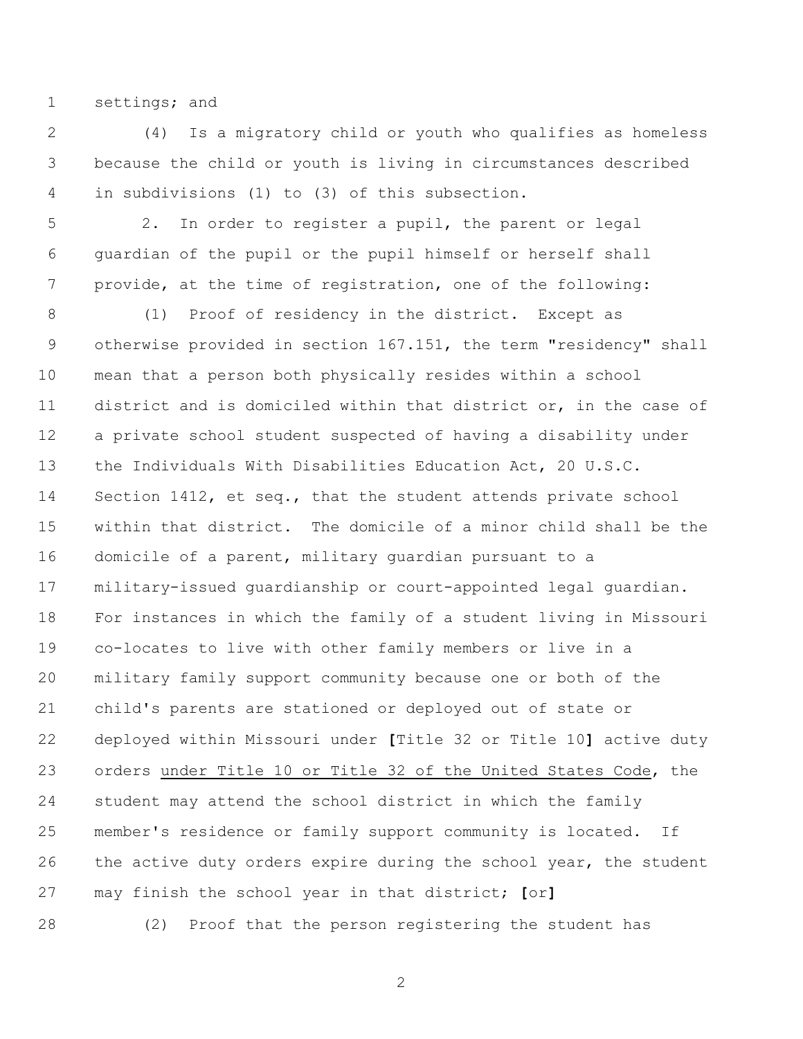settings; and

(4) Is a migratory child or youth who qualifies as homeless because the child or youth is living in circumstances described in subdivisions (1) to (3) of this subsection.

2. In order to register a pupil, the parent or legal guardian of the pupil or the pupil himself or herself shall provide, at the time of registration, one of the following:

(1) Proof of residency in the district. Except as otherwise provided in section 167.151, the term "residency" shall mean that a person both physically resides within a school district and is domiciled within that district or, in the case of a private school student suspected of having a disability under the Individuals With Disabilities Education Act, 20 U.S.C. Section 1412, et seq., that the student attends private school within that district. The domicile of a minor child shall be the domicile of a parent, military guardian pursuant to a military-issued guardianship or court-appointed legal guardian. For instances in which the family of a student living in Missouri co-locates to live with other family members or live in a military family support community because one or both of the child's parents are stationed or deployed out of state or deployed within Missouri under **[**Title 32 or Title 10**]** active duty orders <u>under Title 10 or Title 32 of the United States Code</u>, the student may attend the school district in which the family member's residence or family support community is located. If the active duty orders expire during the school year, the student may finish the school year in that district; **[**or**]**

(2) Proof that the person registering the student has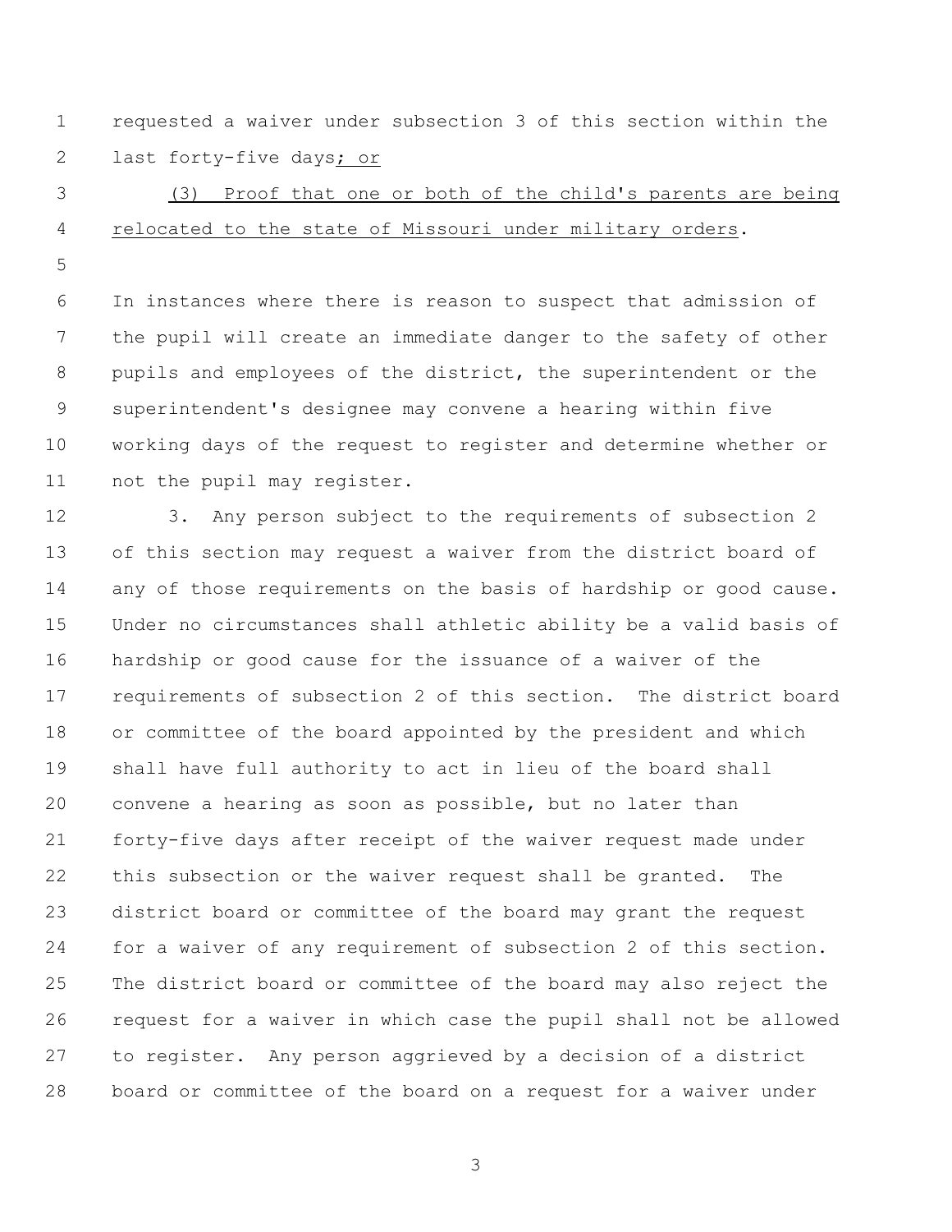requested a waiver under subsection 3 of this section within the last forty-five days; or

(3) Proof that one or both of the child's parents are being relocated to the state of Missouri under military orders.

In instances where there is reason to suspect that admission of the pupil will create an immediate danger to the safety of other pupils and employees of the district, the superintendent or the superintendent's designee may convene a hearing within five working days of the request to register and determine whether or not the pupil may register.

3. Any person subject to the requirements of subsection 2 of this section may request a waiver from the district board of any of those requirements on the basis of hardship or good cause. Under no circumstances shall athletic ability be a valid basis of hardship or good cause for the issuance of a waiver of the requirements of subsection 2 of this section. The district board or committee of the board appointed by the president and which shall have full authority to act in lieu of the board shall convene a hearing as soon as possible, but no later than forty-five days after receipt of the waiver request made under this subsection or the waiver request shall be granted. The district board or committee of the board may grant the request for a waiver of any requirement of subsection 2 of this section. The district board or committee of the board may also reject the request for a waiver in which case the pupil shall not be allowed to register. Any person aggrieved by a decision of a district board or committee of the board on a request for a waiver under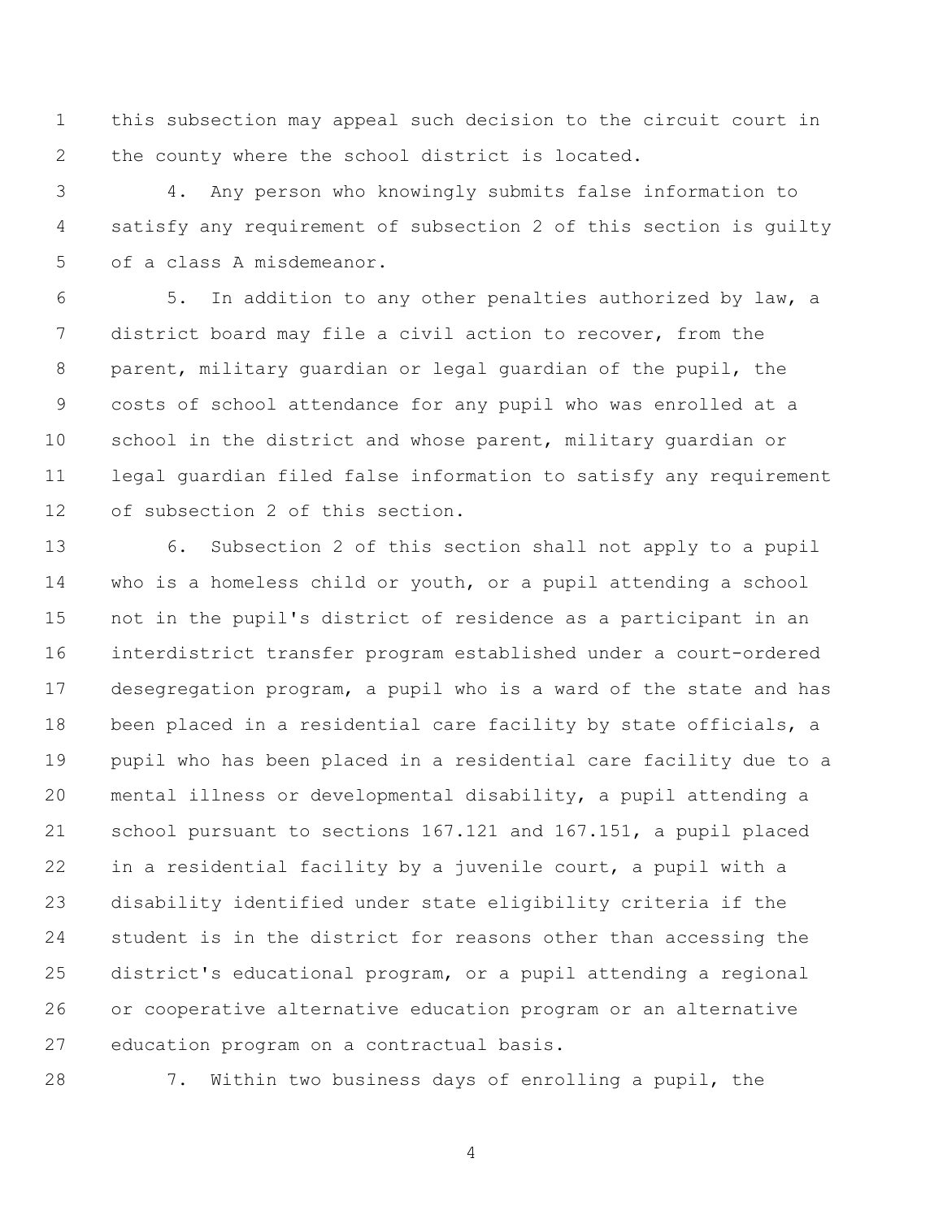this subsection may appeal such decision to the circuit court in the county where the school district is located.

4. Any person who knowingly submits false information to satisfy any requirement of subsection 2 of this section is guilty of a class A misdemeanor.

5. In addition to any other penalties authorized by law, a district board may file a civil action to recover, from the parent, military guardian or legal guardian of the pupil, the costs of school attendance for any pupil who was enrolled at a school in the district and whose parent, military guardian or legal guardian filed false information to satisfy any requirement of subsection 2 of this section.

6. Subsection 2 of this section shall not apply to a pupil who is a homeless child or youth, or a pupil attending a school not in the pupil's district of residence as a participant in an interdistrict transfer program established under a court-ordered desegregation program, a pupil who is a ward of the state and has been placed in a residential care facility by state officials, a pupil who has been placed in a residential care facility due to a mental illness or developmental disability, a pupil attending a school pursuant to sections 167.121 and 167.151, a pupil placed in a residential facility by a juvenile court, a pupil with a disability identified under state eligibility criteria if the student is in the district for reasons other than accessing the district's educational program, or a pupil attending a regional or cooperative alternative education program or an alternative education program on a contractual basis.

7. Within two business days of enrolling a pupil, the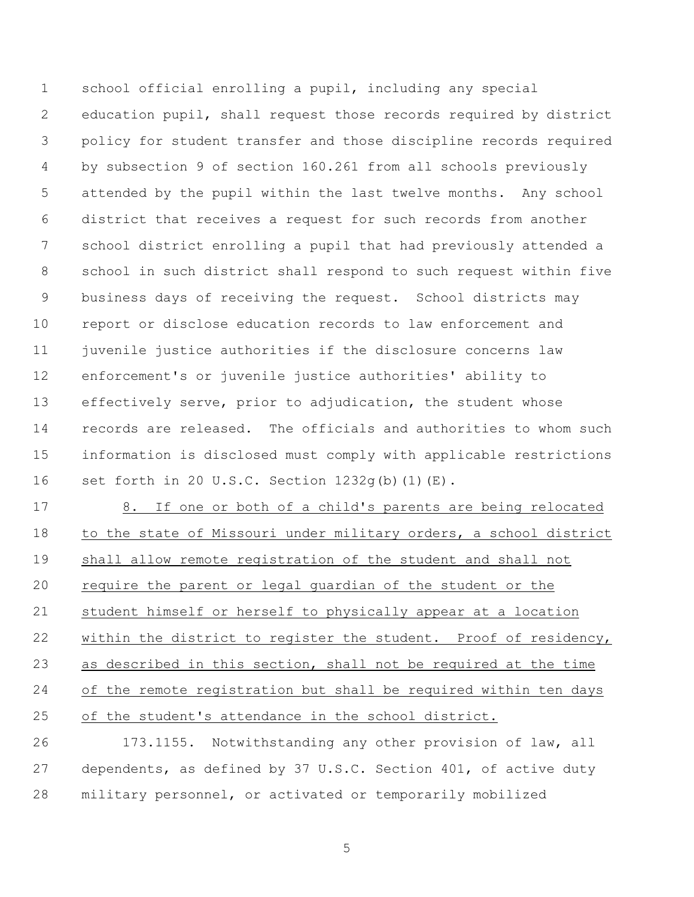school official enrolling a pupil, including any special education pupil, shall request those records required by district policy for student transfer and those discipline records required by subsection 9 of section 160.261 from all schools previously attended by the pupil within the last twelve months. Any school district that receives a request for such records from another school district enrolling a pupil that had previously attended a school in such district shall respond to such request within five business days of receiving the request. School districts may report or disclose education records to law enforcement and juvenile justice authorities if the disclosure concerns law enforcement's or juvenile justice authorities' ability to effectively serve, prior to adjudication, the student whose records are released. The officials and authorities to whom such information is disclosed must comply with applicable restrictions set forth in 20 U.S.C. Section 1232g(b)(1)(E).

8. If one or both of a child's parents are being relocated to the state of Missouri under military orders, a school district shall allow remote registration of the student and shall not require the parent or legal guardian of the student or the student himself or herself to physically appear at a location within the district to register the student. Proof of residency, as described in this section, shall not be required at the time of the remote registration but shall be required within ten days of the student's attendance in the school district.

173.1155. Notwithstanding any other provision of law, all dependents, as defined by 37 U.S.C. Section 401, of active duty military personnel, or activated or temporarily mobilized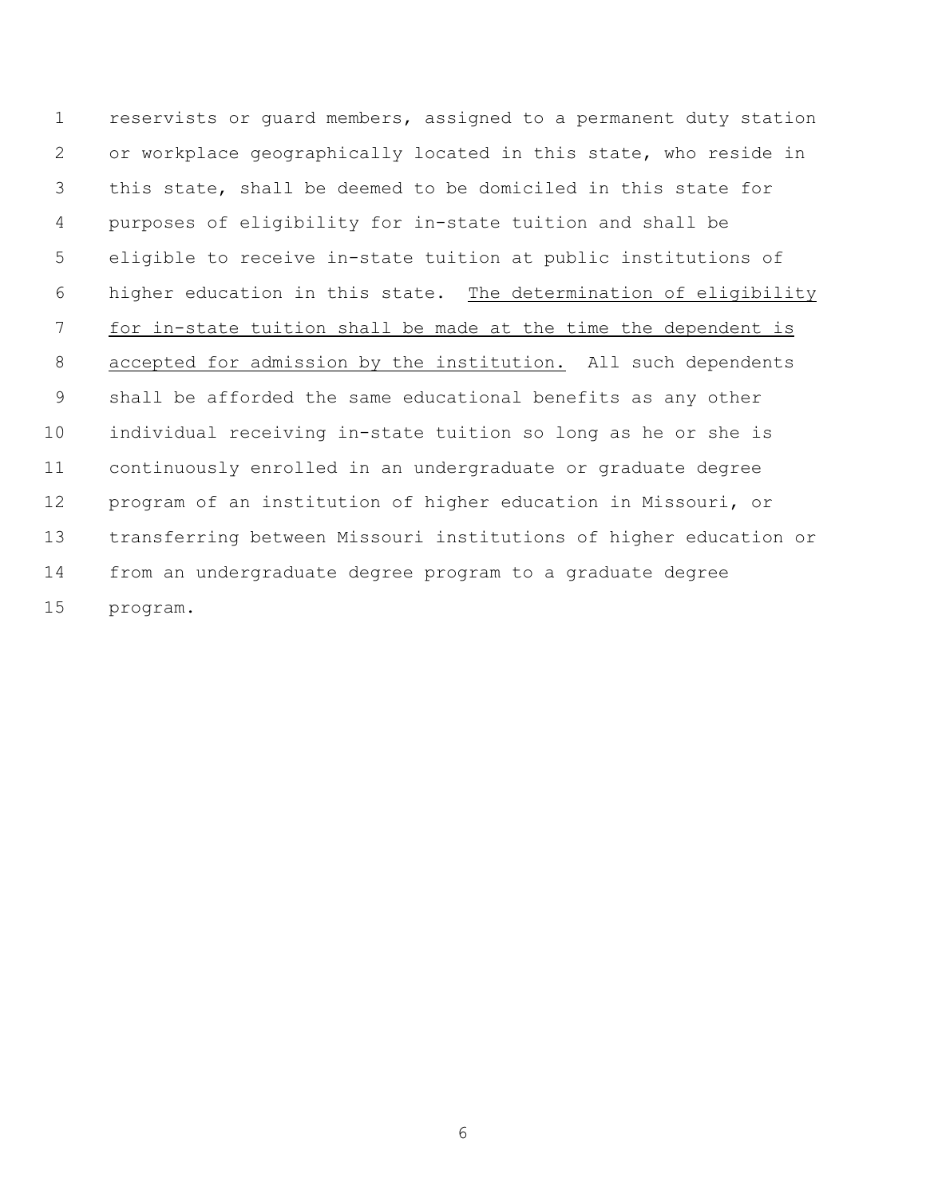reservists or guard members, assigned to a permanent duty station or workplace geographically located in this state, who reside in this state, shall be deemed to be domiciled in this state for purposes of eligibility for in-state tuition and shall be eligible to receive in-state tuition at public institutions of higher education in this state. <u>The determination of eligibility for in-state tuition shall be made at the time the dependent is accepted for admission by the institution.</u> All such dependents shall be afforded the same educational benefits as any other individual receiving in-state tuition so long as he or she is continuously enrolled in an undergraduate or graduate degree program of an institution of higher education in Missouri, or transferring between Missouri institutions of higher education or from an undergraduate degree program to a graduate degree program.